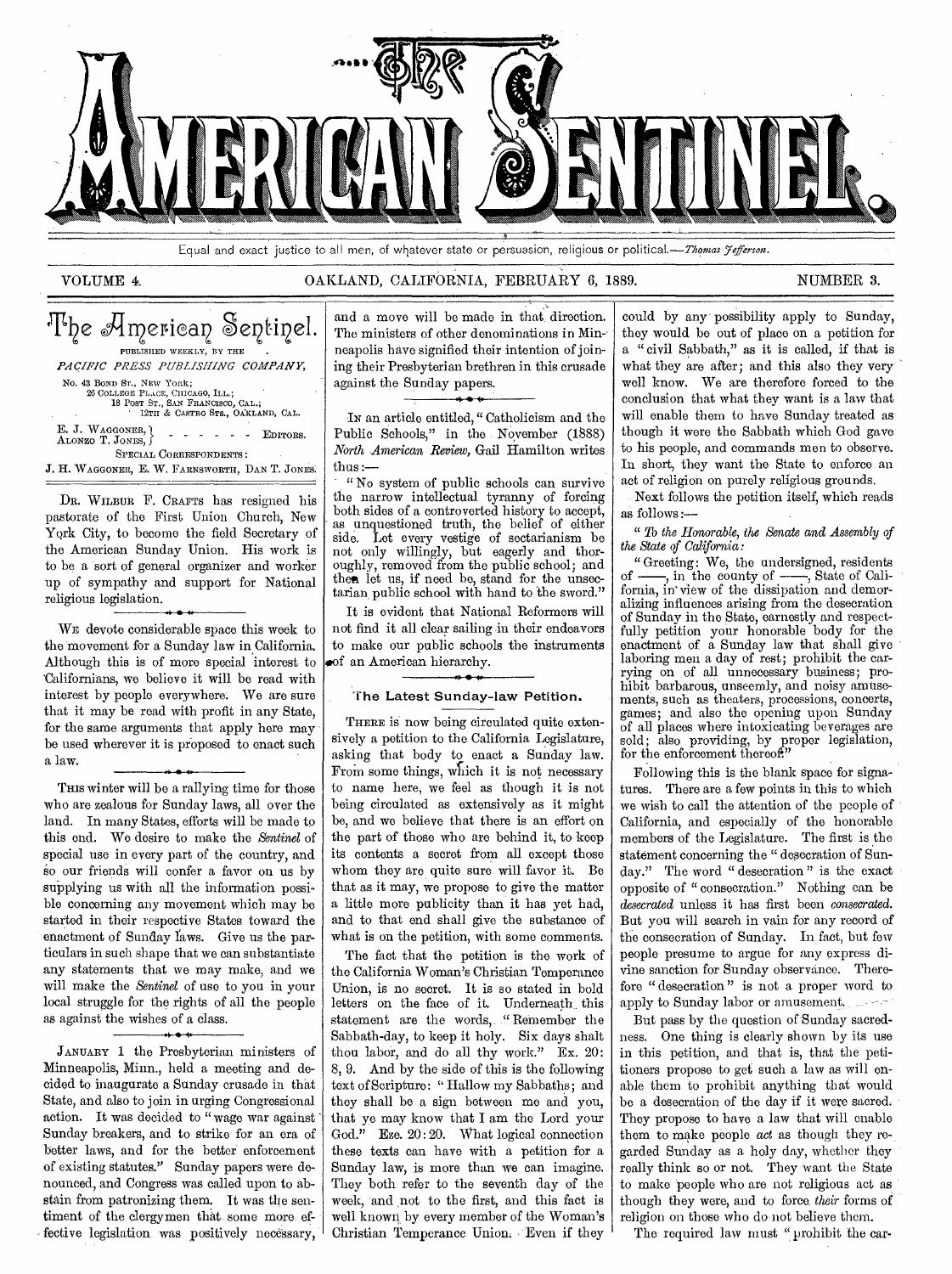# The American Sentinel.

Equal and exact justice to all men, of whatever state or persuasion, religious or political.—*Thomas Jefferson.*

VOLUME 4. OAKLAND, CALIFORNIA, FEBRUARY 6, 1889. NUMBER 3.

## The American Sentinel.

PUBLISHED WEEKLY, BY THE

*PACIFIC PRESS PUBLISHING COMPANY,*

No. 43 BOND ST., NEW YORK;
26 COLLEGE PLACE, CHICAGO, ILL.;
18 POST ST., SAN FRANCISCO, CAL.;
12TH & CASTRO STS., OAKLAND, CAL.

E. J. WAGGONER, ALONZO T. JONES, - - - - - - EDITORS.

SPECIAL CORRESPONDENTS:

J. H. WAGGONER, E. W. FARNSWORTH, DAN T. JONES.

DR. WILBUR F. CRAFTS has resigned his pastorate of the First Union Church, New York City, to become the field Secretary of the American Sunday Union. His work is to be a sort of general organizer and worker up of sympathy and support for National religious legislation.

WE devote considerable space this week to the movement for a Sunday law in California. Although this is of more special interest to Californians, we believe it will be read with interest by people everywhere. We are sure that it may be read with profit in any State, for the same arguments that apply here may be used wherever it is proposed to enact such a law.

THIS winter will be a rallying time for those who are zealous for Sunday laws, all over the land. In many States, efforts will be made to this end. We desire to make the *Sentinel* of special use in every part of the country, and so our friends will confer a favor on us by supplying us with all the information possible concerning any movement which may be started in their respective States toward the enactment of Sunday laws. Give us the particulars in such shape that we can substantiate any statements that we may make, and we will make the *Sentinel* of use to you in your local struggle for the rights of all the people as against the wishes of a class.

JANUARY 1 the Presbyterian ministers of Minneapolis, Minn., held a meeting and decided to inaugurate a Sunday crusade in that State, and also to join in urging Congressional action. It was decided to "wage war against Sunday breakers, and to strike for an era of better laws, and for the better enforcement of existing statutes." Sunday papers were denounced, and Congress was called upon to abstain from patronizing them. It was the sentiment of the clergymen that some more effective legislation was positively necessary, and a move will be made in that direction. The ministers of other denominations in Minneapolis have signified their intention of joining their Presbyterian brethren in this crusade against the Sunday papers.

IN an article entitled, "Catholicism and the Public Schools," in the November (1888) *North American Review,* Gail Hamilton writes thus:—

"No system of public schools can survive the narrow intellectual tyranny of forcing both sides of a controverted history to accept, as unquestioned truth, the belief of either side. Let every vestige of sectarianism be not only willingly, but eagerly and thoroughly, removed from the public school; and then let us, if need be, stand for the unsectarian public school with hand to the sword."

It is evident that National Reformers will not find it all clear sailing in their endeavors to make our public schools the instruments of an American hierarchy.

### The Latest Sunday-law Petition.

THERE is now being circulated quite extensively a petition to the California Legislature, asking that body to enact a Sunday law. From some things, which it is not necessary to name here, we feel as though it is not being circulated as extensively as it might be, and we believe that there is an effort on the part of those who are behind it, to keep its contents a secret from all except those whom they are quite sure will favor it. Be that as it may, we propose to give the matter a little more publicity than it has yet had, and to that end shall give the substance of what is on the petition, with some comments.

The fact that the petition is the work of the California Woman's Christian Temperance Union, is no secret. It is so stated in bold letters on the face of it. Underneath this statement are the words, "Remember the Sabbath-day, to keep it holy. Six days shalt thou labor, and do all thy work." Ex. 20: 8, 9. And by the side of this is the following text of Scripture: "Hallow my Sabbaths; and they shall be a sign between me and you, that ye may know that I am the Lord your God." Eze. 20:20. What logical connection these texts can have with a petition for a Sunday law, is more than we can imagine. They both refer to the seventh day of the week, and not to the first, and this fact is well known by every member of the Woman's Christian Temperance Union. Even if they could by any possibility apply to Sunday, they would be out of place on a petition for a "civil Sabbath," as it is called, if that is what they are after; and this also they very well know. We are therefore forced to the conclusion that what they want is a law that will enable them to have Sunday treated as though it were the Sabbath which God gave to his people, and commands men to observe. In short, they want the State to enforce an act of religion on purely religious grounds.

Next follows the petition itself, which reads as follows:—

"*To the Honorable, the Senate and Assembly of the State of California:*

"Greeting: We, the undersigned, residents of ——, in the county of ——, State of California, in view of the dissipation and demoralizing influences arising from the desecration of Sunday in the State, earnestly and respectfully petition your honorable body for the enactment of a Sunday law that shall give laboring men a day of rest; prohibit the carrying on of all unnecessary business; prohibit barbarous, unseemly, and noisy amusements, such as theaters, processions, concerts, games; and also the opening upon Sunday of all places where intoxicating beverages are sold; also providing, by proper legislation, for the enforcement thereof."

Following this is the blank space for signatures. There are a few points in this to which we wish to call the attention of the people of California, and especially of the honorable members of the Legislature. The first is the statement concerning the "desecration of Sunday." The word "desecration" is the exact opposite of "consecration." Nothing can be *desecrated* unless it has first been *consecrated.* But you will search in vain for any record of the consecration of Sunday. In fact, but few people presume to argue for any express divine sanction for Sunday observance. Therefore "desecration" is not a proper word to apply to Sunday labor or amusement.

But pass by the question of Sunday sacredness. One thing is clearly shown by its use in this petition, and that is, that the petitioners propose to get such a law as will enable them to prohibit anything that would be a desecration of the day if it were sacred. They propose to have a law that will enable them to make people *act* as though they regarded Sunday as a holy day, whether they really think so or not. They want the State to make people who are not religious act as though they were, and to force *their* forms of religion on those who do not believe them.

The required law must "prohibit the car-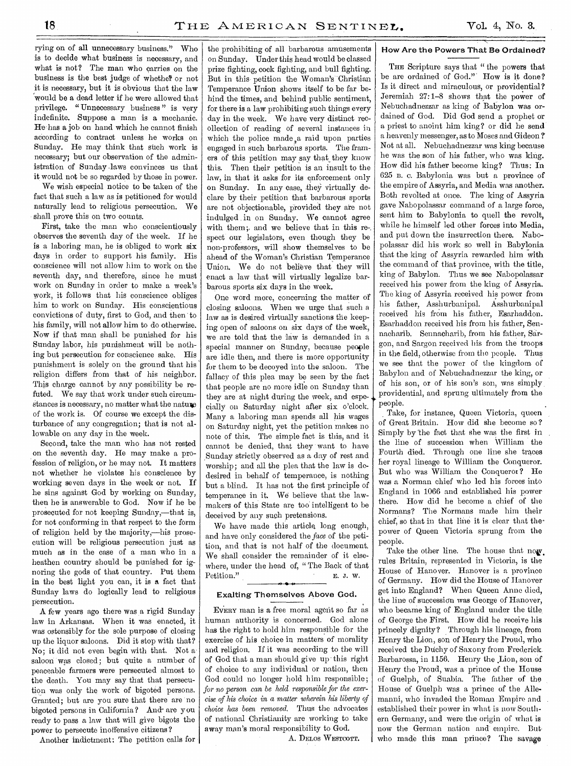rying on of all unnecessary business." Who is to decide what business is necessary, and what is not? The man who carries on the business is the best judge of whether or not it is necessary, but it is obvious that the law would be a dead letter if he were allowed that privilege. "Unnecessary business" is very indefinite. Suppose a man is a mechanic. He has a job on hand which he cannot finish according to contract unless he works on Sunday. He may think that such work is necessary; but our observation of the administration of Sunday laws convinces us that it would not be so regarded by those in power.

We wish especial notice to be taken of the fact that such a law as is petitioned for would naturally lead to religious persecution. We shall prove this on two counts.

First, take the man who conscientiously observes the seventh day of the week. If he is a laboring man, he is obliged to work six days in order to support his family. His conscience will not allow him to work on the seventh day, and therefore, since he must work on Sunday in order to make a week's work, it follows that his conscience obliges him to work on Sunday. His conscientious convictions of duty, first to God, and then to his family, will not allow him to do otherwise. Now if that man shall be punished for his Sunday labor, his punishment will be nothing but persecution for conscience sake. His punishment is solely on the ground that his religion differs from that of his neighbor. This charge cannot by any possibility be refuted. We say that work under such circumstances is necessary, no matter what the nature of the work is. Of course we except the disturbance of any congregation; that is not allowable on any day in the week.

Second, take the man who has not rested on the seventh day. He may make a profession of religion, or he may not. It matters not whether he violates his conscience by working seven days in the week or not. If he sins against God by working on Sunday, then he is answerable to God. Now if he be prosecuted for not keeping Sunday,—that is, for not conforming in that respect to the form of religion held by the majority,—his prosecution will be religious persecution just as much as in the case of a man who in a heathen country should be punished for ignoring the gods of that country. Put them in the best light you can, it is a fact that Sunday laws do logically lead to religious persecution.

A few years ago there was a rigid Sunday law in Arkansas. When it was enacted, it was ostensibly for the sole purpose of closing up the liquor saloons. Did it stop with that? No; it did not even begin with that. Not a saloon was closed; but quite a number of peaceable farmers were persecuted almost to the death. You may say that that persecution was only the work of bigoted persons. Granted; but are you sure that there are no bigoted persons in California? And are you ready to pass a law that will give bigots the power to persecute inoffensive citizens?

Another indictment: The petition calls for the prohibiting of all barbarous amusements on Sunday. Under this head would be classed prize fighting, cock fighting, and bull fighting. But in this petition the Woman's Christian Temperance Union shows itself to be far behind the times, and behind public sentiment, for there is a law prohibiting such things every day in the week. We have very distinct recollection of reading of several instances in which the police made a raid upon parties engaged in such barbarous sports. The framers of this petition may say that they know this. Then their petition is an insult to the law, in that it asks for its enforcement only on Sunday. In any case, they virtually declare by their petition that barbarous sports are not objectionable, provided they are not indulged in on Sunday. We cannot agree with them; and we believe that in this respect our legislators, even though they be non-professors, will show themselves to be ahead of the Woman's Christian Temperance Union. We do not believe that they will enact a law that will virtually legalize barbarous sports six days in the week.

One word more, concerning the matter of closing saloons. When we urge that such a law as is desired virtually sanctions the keeping open of saloons on six days of the week, we are told that the law is demanded in a special manner on Sunday, because people are idle then, and there is more opportunity for them to be decoyed into the saloon. The fallacy of this plea may be seen by the fact that people are no more idle on Sunday than they are at night during the week, and especially on Saturday night after six o'clock. Many a laboring man spends all his wages on Saturday night, yet the petition makes no note of this. The simple fact is this, and it cannot be denied, that they want to have Sunday strictly observed as a day of rest and worship; and all the plea that the law is desired in behalf of temperance, is nothing but a blind. It has not the first principle of temperance in it. We believe that the lawmakers of this State are too intelligent to be deceived by any such pretensions.

We have made this article long enough, and have only considered the *face* of the petition, and that is not half of the document. We shall consider the remainder of it elsewhere, under the head of, "The Back of that Petition." E. J. W.

## Exalting Themselves Above God.

Every man is a free moral agent so far as human authority is concerned. God alone has the right to hold him responsible for the exercise of his choice in matters of morality and religion. If it was according to the will of God that a man should give up this right of choice to any individual or nation, then God could no longer hold him responsible; *for no person can be held responsible for the exercise of his choice in a matter wherein his liberty of choice has been removed.* Thus the advocates of national Christianity are working to take away man's moral responsibility to God.

A. Delos Westcott.

## How Are the Powers That Be Ordained?

The Scripture says that "the powers that be are ordained of God." How is it done? Is it direct and miraculous, or providential? Jeremiah 27:1–8 shows that the power of Nebuchadnezzar as king of Babylon was ordained of God. Did God send a prophet or a priest to anoint him king? or did he send a heavenly messenger, as to Moses and Gideon? Not at all. Nebuchadnezzar was king because he was the son of his father, who was king. How did his father become king? Thus: In 625 B. C. Babylonia was but a province of the empire of Assyria, and Media was another. Both revolted at once. The king of Assyria gave Nabopolassar command of a large force, sent him to Babylonia to quell the revolt, while he himself led other forces into Media, and put down the insurrection there. Nabopolassar did his work so well in Babylonia that the king of Assyria rewarded him with the command of that province, with the title, king of Babylon. Thus we see Nabopolassar received his power from the king of Assyria. The king of Assyria received his power from his father, Asshurbanipal. Asshurbanipal received his from his father, Esarhaddon. Esarhaddon received his from his father, Sennacharib. Sennacharib, from his father, Sargon, and Sargon received his from the troops in the field, otherwise from the people. Thus we see that the power of the kingdom of Babylon and of Nebuchadnezzar the king, or of his son, or of his son's son, was simply providential, and sprung ultimately from the people.

Take, for instance, Queen Victoria, queen of Great Britain. How did she become so? Simply by the fact that she was the first in the line of succession when William the Fourth died. Through one line she traces her royal lineage to William the Conqueror. But who was William the Conqueror? He was a Norman chief who led his forces into England in 1066 and established his power there. How did he become a chief of the Normans? The Normans made him their chief, so that in that line it is clear that the power of Queen Victoria sprung from the people.

Take the other line. The house that now rules Britain, represented in Victoria, is the House of Hanover. Hanover is a province of Germany. How did the House of Hanover get into England? When Queen Anne died, the line of succession was George of Hanover, who became king of England under the title of George the First. How did he receive his princely dignity? Through his lineage, from Henry the Lion, son of Henry the Proud, who received the Duchy of Saxony from Frederick Barbarossa, in 1156. Henry the Lion, son of Henry the Proud, was a prince of the House of Guelph, of Suabia. The father of the House of Guelph was a prince of the Allemanni, who invaded the Roman Empire and established their power in what is now Southern Germany, and were the origin of what is now the German nation and empire. But who made this man prince? The savage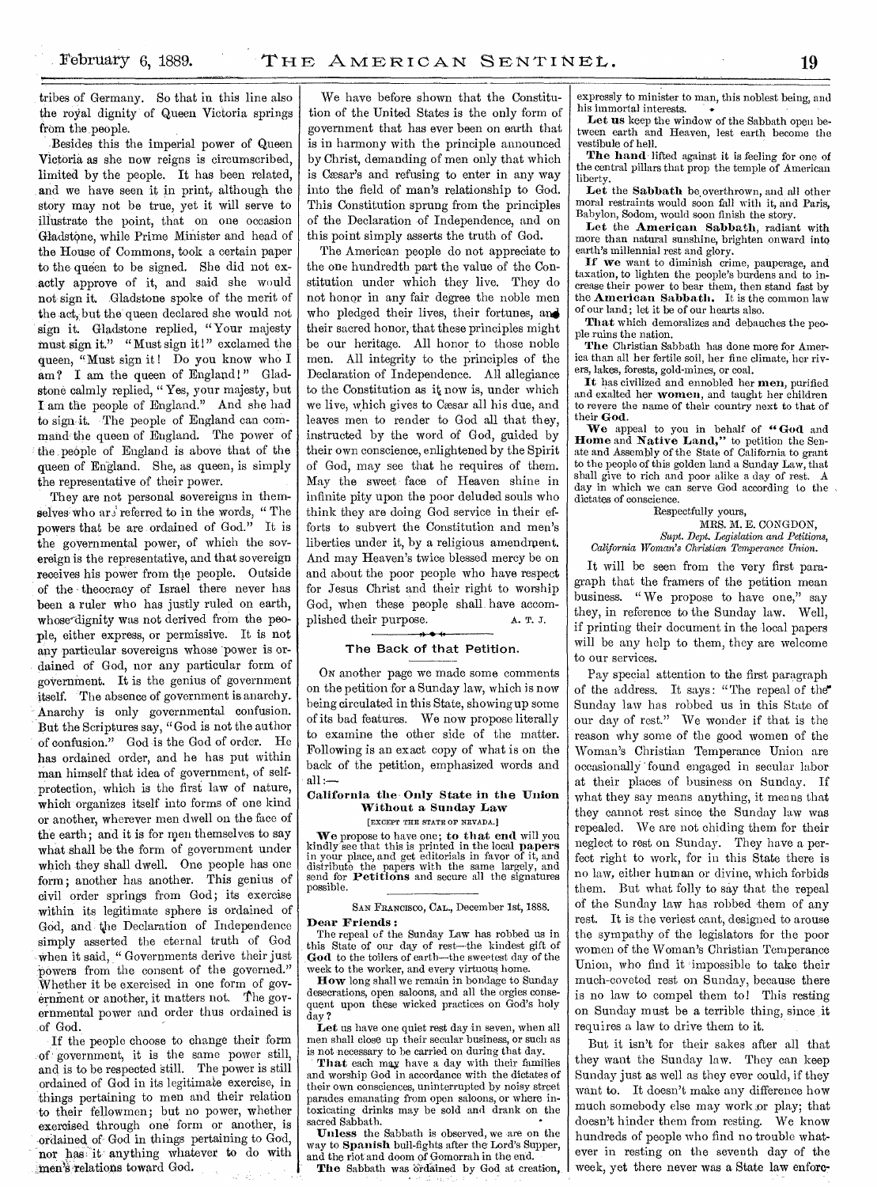tribes of Germany. So that in this line also the royal dignity of Queen Victoria springs from the people.

Besides this the imperial power of Queen Victoria as she now reigns is circumscribed, limited by the people. It has been related, and we have seen it in print, although the story may not be true, yet it will serve to illustrate the point, that on one occasion Gladstone, while Prime Minister and head of the House of Commons, took a certain paper to the queen to be signed. She did not exactly approve of it, and said she would not sign it. Gladstone spoke of the merit of the act, but the queen declared she would not sign it. Gladstone replied, "Your majesty must sign it." "Must sign it!" exclamed the queen, "Must sign it! Do you know who I am? I am the queen of England!" Gladstone calmly replied, "Yes, your majesty, but I am the people of England." And she had to sign it. The people of England can command the queen of England. The power of the people of England is above that of the queen of England. She, as queen, is simply the representative of their power.

They are not personal sovereigns in themselves who are referred to in the words, "The powers that be are ordained of God." It is the governmental power, of which the sovereign is the representative, and that sovereign receives his power from the people. Outside of the theocracy of Israel there never has been a ruler who has justly ruled on earth, whose dignity was not derived from the people, either express, or permissive. It is not any particular sovereigns whose power is ordained of God, nor any particular form of government. It is the genius of government itself. The absence of government is anarchy. Anarchy is only governmental confusion. But the Scriptures say, "God is not the author of confusion." God is the God of order. He has ordained order, and he has put within man himself that idea of government, of self-protection, which is the first law of nature, which organizes itself into forms of one kind or another, wherever men dwell on the face of the earth; and it is for men themselves to say what shall be the form of government under which they shall dwell. One people has one form; another has another. This genius of civil order springs from God; its exercise within its legitimate sphere is ordained of God, and the Declaration of Independence simply asserted the eternal truth of God when it said, "Governments derive their just powers from the consent of the governed." Whether it be exercised in one form of government or another, it matters not. The governmental power and order thus ordained is of God.

If the people choose to change their form of government, it is the same power still, and is to be respected still. The power is still ordained of God in its legitimate exercise, in things pertaining to men and their relation to their fellowmen; but no power, whether exercised through one form or another, is ordained of God in things pertaining to God, nor has it anything whatever to do with men's relations toward God.

We have before shown that the Constitution of the United States is the only form of government that has ever been on earth that is in harmony with the principle announced by Christ, demanding of men only that which is Cæsar's and refusing to enter in any way into the field of man's relationship to God. This Constitution sprung from the principles of the Declaration of Independence, and on this point simply asserts the truth of God.

The American people do not appreciate to the one hundredth part the value of the Constitution under which they live. They do not honor in any fair degree the noble men who pledged their lives, their fortunes, and their sacred honor, that these principles might be our heritage. All honor to those noble men. All integrity to the principles of the Declaration of Independence. All allegiance to the Constitution as it now is, under which we live, which gives to Cæsar all his due, and leaves men to render to God all that they, instructed by the word of God, guided by their own conscience, enlightened by the Spirit of God, may see that he requires of them. May the sweet face of Heaven shine in infinite pity upon the poor deluded souls who think they are doing God service in their efforts to subvert the Constitution and men's liberties under it, by a religious amendment. And may Heaven's twice blessed mercy be on and about the poor people who have respect for Jesus Christ and their right to worship God, when these people shall have accomplished their purpose.

A. T. J.

## The Back of that Petition.

On another page we made some comments on the petition for a Sunday law, which is now being circulated in this State, showing up some of its bad features. We now propose literally to examine the other side of the matter. Following is an exact copy of what is on the back of the petition, emphasized words and all:—

### California the Only State in the Union Without a Sunday Law

[EXCEPT THE STATE OF NEVADA.]

**We** propose to have one; **to that end** will you kindly see that this is printed in the local **papers** in your place, and get editorials in favor of it, and distribute the papers with the same largely, and send for **Petitions** and secure all the signatures possible.

SAN FRANCISCO, CAL., December 1st, 1888.

**Dear Friends:**

The repeal of the Sunday Law has robbed us in this State of our day of rest—the kindest gift of **God** to the toilers of earth—the sweetest day of the week to the worker, and every virtuous home.

**How** long shall we remain in bondage to Sunday desecrations, open saloons, and all the orgies consequent upon these wicked practices on God's holy day?

**Let** us have one quiet rest day in seven, when all men shall close up their secular business, or such as is not necessary to be carried on during that day.

**That** each may have a day with their families and worship God in accordance with the dictates of their own consciences, uninterrupted by noisy street parades emanating from open saloons, or where intoxicating drinks may be sold and drank on the sacred Sabbath.

**Unless** the Sabbath is observed, we are on the way to **Spanish** bull-fights after the Lord's Supper, and the riot and doom of Gomorrah in the end.

**The** Sabbath was ordained by God at creation, expressly to minister to man, this noblest being, and his immortal interests.

**Let us** keep the window of the Sabbath open between earth and Heaven, lest earth become the vestibule of hell.

**The hand** lifted against it is feeling for one of the central pillars that prop the temple of American liberty.

**Let** the **Sabbath** be overthrown, and all other moral restraints would soon fall with it, and Paris, Babylon, Sodom, would soon finish the story.

**Let** the **American Sabbath**, radiant with more than natural sunshine, brighten onward into earth's millennial rest and glory.

**If we** want to diminish crime, pauperage, and taxation, to lighten the people's burdens and to increase their power to bear them, then stand fast by the **American Sabbath**. It is the common law of our land; let it be of our hearts also.

**That** which demoralizes and debauches the people ruins the nation.

**The** Christian Sabbath has done more for America than all her fertile soil, her fine climate, her rivers, lakes, forests, gold-mines, or coal.

**It** has civilized and ennobled her **men**, purified and exalted her **women**, and taught her children to revere the name of their country next to that of their **God**.

**We** appeal to you in behalf of **"God** and **Home** and **Native Land,"** to petition the Senate and Assembly of the State of California to grant to the people of this golden land a Sunday Law, that shall give to rich and poor alike a day of rest. A day in which we can serve God according to the dictates of conscience.

Respectfully yours,

MRS. M. E. CONGDON,
*Supt. Dept. Legislation and Petitions,*
*California Woman's Christian Temperance Union.*

It will be seen from the very first paragraph that the framers of the petition mean business. "We propose to have one," say they, in reference to the Sunday law. Well, if printing their document in the local papers will be any help to them, they are welcome to our services.

Pay special attention to the first paragraph of the address. It says: "The repeal of the Sunday law has robbed us in this State of our day of rest." We wonder if that is the reason why some of the good women of the Woman's Christian Temperance Union are occasionally found engaged in secular labor at their places of business on Sunday. If what they say means anything, it means that they cannot rest since the Sunday law was repealed. We are not chiding them for their neglect to rest on Sunday. They have a perfect right to work, for in this State there is no law, either human or divine, which forbids them. But what folly to say that the repeal of the Sunday law has robbed them of any rest. It is the veriest cant, designed to arouse the sympathy of the legislators for the poor women of the Woman's Christian Temperance Union, who find it impossible to take their much-coveted rest on Sunday, because there is no law to compel them to! This resting on Sunday must be a terrible thing, since it requires a law to drive them to it.

But it isn't for their sakes after all that they want the Sunday law. They can keep Sunday just as well as they ever could, if they want to. It doesn't make any difference how much somebody else may work or play; that doesn't hinder them from resting. We know hundreds of people who find no trouble whatever in resting on the seventh day of the week, yet there never was a State law enforc-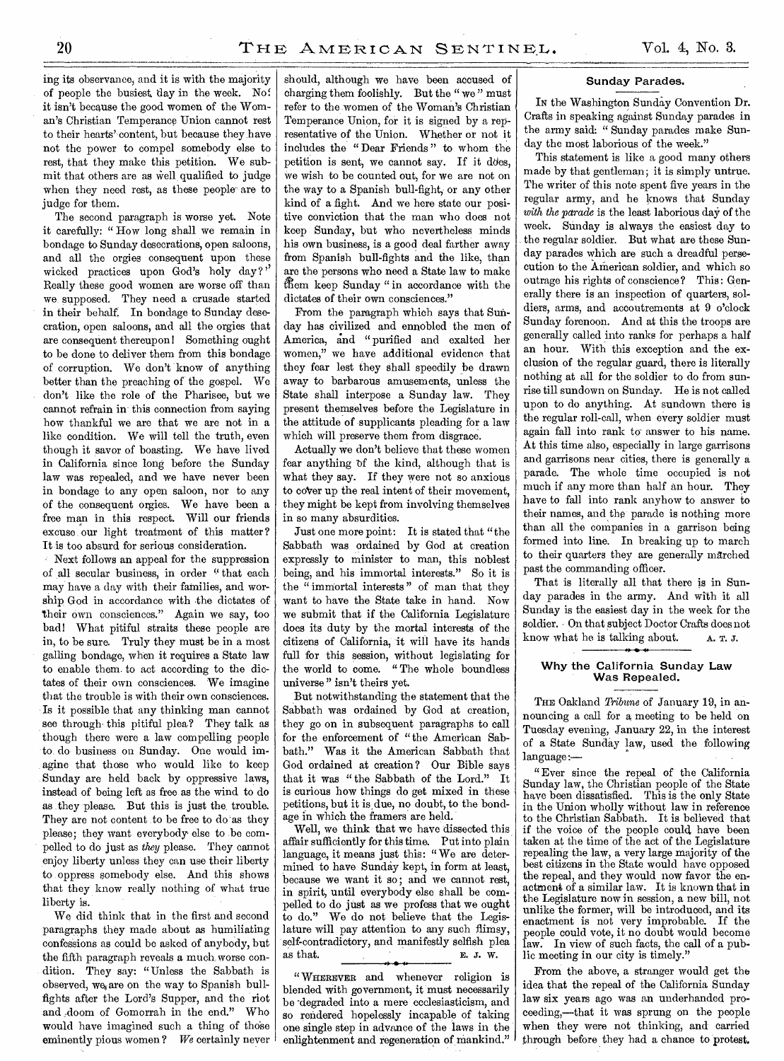ing its observance, and it is with the majority of people the busiest day in the week. No! it isn't because the good women of the Woman's Christian Temperance Union cannot rest to their hearts' content, but because they have not the power to compel somebody else to rest, that they make this petition. We submit that others are as well qualified to judge when they need rest, as these people are to judge for them.

The second paragraph is worse yet. Note it carefully: "How long shall we remain in bondage to Sunday desecrations, open saloons, and all the orgies consequent upon these wicked practices upon God's holy day?" Really these good women are worse off than we supposed. They need a crusade started in their behalf. In bondage to Sunday desecration, open saloons, and all the orgies that are consequent thereupon! Something ought to be done to deliver them from this bondage of corruption. We don't know of anything better than the preaching of the gospel. We don't like the role of the Pharisee, but we cannot refrain in this connection from saying how thankful we are that we are not in a like condition. We will tell the truth, even though it savor of boasting. We have lived in California since long before the Sunday law was repealed, and we have never been in bondage to any open saloon, nor to any of the consequent orgies. We have been a free man in this respect. Will our friends excuse our light treatment of this matter? It is too absurd for serious consideration.

Next follows an appeal for the suppression of all secular business, in order "that each may have a day with their families, and worship God in accordance with the dictates of their own consciences." Again we say, too bad! What pitiful straits these people are in, to be sure. Truly they must be in a most galling bondage, when it requires a State law to enable them to act according to the dictates of their own consciences. We imagine that the trouble is with their own consciences. Is it possible that any thinking man cannot see through this pitiful plea? They talk as though there were a law compelling people to do business on Sunday. One would imagine that those who would like to keep Sunday are held back by oppressive laws, instead of being left as free as the wind to do as they please. But this is just the trouble. They are not content to be free to do as they please; they want everybody else to be compelled to do just as *they* please. They cannot enjoy liberty unless they can use their liberty to oppress somebody else. And this shows that they know really nothing of what true liberty is.

We did think that in the first and second paragraphs they made about as humiliating confessions as could be asked of anybody, but the fifth paragraph reveals a much worse condition. They say: "Unless the Sabbath is observed, we are on the way to Spanish bull-fights after the Lord's Supper, and the riot and doom of Gomorrah in the end." Who would have imagined such a thing of those eminently pious women? *We* certainly never should, although we have been accused of charging them foolishly. But the "we" must refer to the women of the Woman's Christian Temperance Union, for it is signed by a representative of the Union. Whether or not it includes the "Dear Friends" to whom the petition is sent, we cannot say. If it does, we wish to be counted out, for we are not on the way to a Spanish bull-fight, or any other kind of a fight. And we here state our positive conviction that the man who does not keep Sunday, but who nevertheless minds his own business, is a good deal farther away from Spanish bull-fights and the like, than are the persons who need a State law to make them keep Sunday "in accordance with the dictates of their own consciences."

From the paragraph which says that Sunday has civilized and ennobled the men of America, and "purified and exalted her women," we have additional evidence that they fear lest they shall speedily be drawn away to barbarous amusements, unless the State shall interpose a Sunday law. They present themselves before the Legislature in the attitude of supplicants pleading for a law which will preserve them from disgrace.

Actually we don't believe that these women fear anything of the kind, although that is what they say. If they were not so anxious to cover up the real intent of their movement, they might be kept from involving themselves in so many absurdities.

Just one more point: It is stated that "the Sabbath was ordained by God at creation expressly to minister to man, this noblest being, and his immortal interests." So it is the "immortal interests" of man that they want to have the State take in hand. Now we submit that if the California Legislature does its duty by the mortal interests of the citizens of California, it will have its hands full for this session, without legislating for the world to come. "The whole boundless universe" isn't theirs yet.

But notwithstanding the statement that the Sabbath was ordained by God at creation, they go on in subsequent paragraphs to call for the enforcement of "the American Sabbath." Was it the American Sabbath that God ordained at creation? Our Bible says that it was "the Sabbath of the Lord." It is curious how things do get mixed in these petitions, but it is due, no doubt, to the bondage in which the framers are held.

Well, we think that we have dissected this affair sufficiently for this time. Put into plain language, it means just this: "We are determined to have Sunday kept, in form at least, because we want it so; and we cannot rest, in spirit, until everybody else shall be compelled to do just as we profess that we ought to do." We do not believe that the Legislature will pay attention to any such flimsy, self-contradictory, and manifestly selfish plea as that.

E. J. W.

"Wherever and whenever religion is blended with government, it must necessarily be degraded into a mere ecclesiasticism, and so rendered hopelessly incapable of taking one single step in advance of the laws in the enlightenment and regeneration of mankind."

## Sunday Parades.

In the Washington Sunday Convention Dr. Crafts in speaking against Sunday parades in the army said: "Sunday parades make Sunday the most laborious of the week."

This statement is like a good many others made by that gentleman; it is simply untrue. The writer of this note spent five years in the regular army, and he knows that Sunday *with the parade* is the least laborious day of the week. Sunday is always the easiest day to the regular soldier. But what are these Sunday parades which are such a dreadful persecution to the American soldier, and which so outrage his rights of conscience? This: Generally there is an inspection of quarters, soldiers, arms, and accoutrements at 9 o'clock Sunday forenoon. And at this the troops are generally called into ranks for perhaps a half an hour. With this exception and the exclusion of the regular guard, there is literally nothing at all for the soldier to do from sunrise till sundown on Sunday. He is not called upon to do anything. At sundown there is the regular roll-call, when every soldier must again fall into rank to answer to his name. At this time also, especially in large garrisons and garrisons near cities, there is generally a parade. The whole time occupied is not much if any more than half an hour. They have to fall into rank anyhow to answer to their names, and the parade is nothing more than all the companies in a garrison being formed into line. In breaking up to march to their quarters they are generally marched past the commanding officer.

That is literally all that there is in Sunday parades in the army. And with it all Sunday is the easiest day in the week for the soldier. On that subject Doctor Crafts does not know what he is talking about.

A. T. J.

## Why the California Sunday Law Was Repealed.

The Oakland *Tribune* of January 19, in announcing a call for a meeting to be held on Tuesday evening, January 22, in the interest of a State Sunday law, used the following language:—

"Ever since the repeal of the California Sunday law, the Christian people of the State have been dissatisfied. This is the only State in the Union wholly without law in reference to the Christian Sabbath. It is believed that if the voice of the people could have been taken at the time of the act of the Legislature repealing the law, a very large majority of the best citizens in the State would have opposed the repeal, and they would now favor the enactment of a similar law. It is known that in the Legislature now in session, a new bill, not unlike the former, will be introduced, and its enactment is not very improbable. If the people could vote, it no doubt would become law. In view of such facts, the call of a public meeting in our city is timely."

From the above, a stranger would get the idea that the repeal of the California Sunday law six years ago was an underhanded proceeding,—that it was sprung on the people when they were not thinking, and carried through before they had a chance to protest.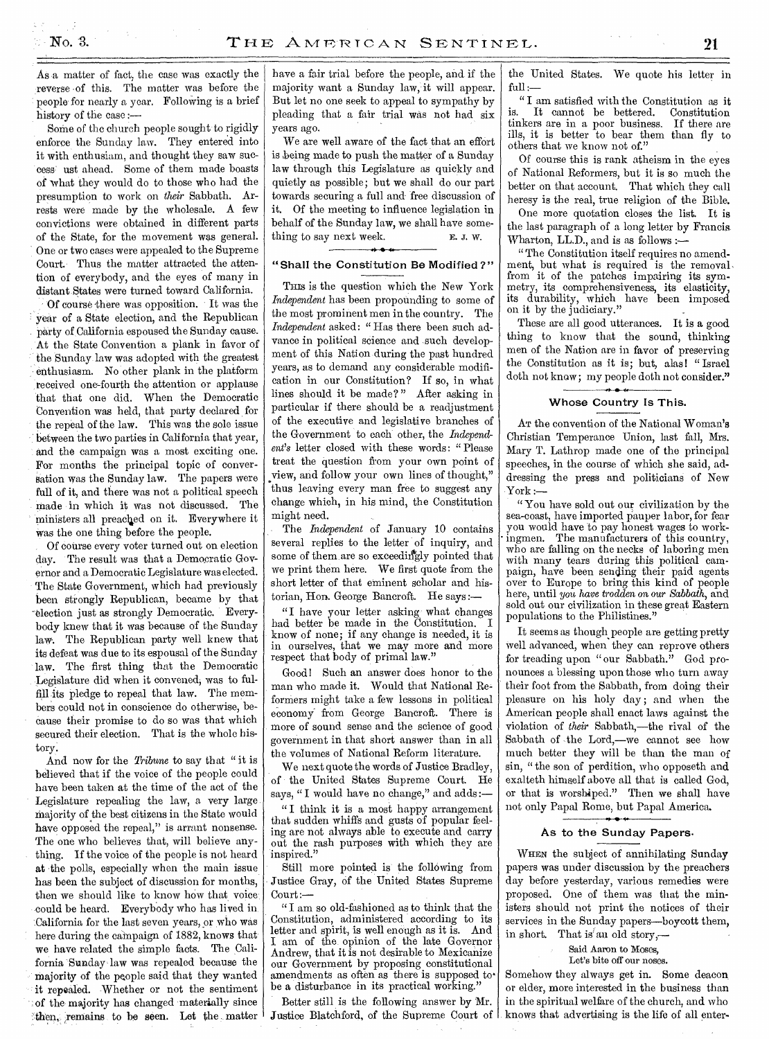As a matter of fact, the case was exactly the reverse of this. The matter was before the people for nearly a year. Following is a brief history of the case:—

Some of the church people sought to rigidly enforce the Sunday law. They entered into it with enthusiam, and thought they saw success ust ahead. Some of them made boasts of what they would do to those who had the presumption to work on *their* Sabbath. Arrests were made by the wholesale. A few convictions were obtained in different parts of the State, for the movement was general. One or two cases were appealed to the Supreme Court. Thus the matter attracted the attention of everybody, and the eyes of many in distant States were turned toward California.

Of course there was opposition. It was the year of a State election, and the Republican party of California espoused the Sunday cause. At the State Convention a plank in favor of the Sunday law was adopted with the greatest enthusiasm. No other plank in the platform received one-fourth the attention or applause that that one did. When the Democratic Convention was held, that party declared for the repeal of the law. This was the sole issue between the two parties in California that year, and the campaign was a most exciting one. For months the principal topic of conversation was the Sunday law. The papers were full of it, and there was not a political speech made in which it was not discussed. The ministers all preached on it. Everywhere it was the one thing before the people.

Of course every voter turned out on election day. The result was that a Democratic Governor and a Democratic Legislature was elected. The State Government, which had previously been strongly Republican, became by that election just as strongly Democratic. Everybody knew that it was because of the Sunday law. The Republican party well knew that its defeat was due to its espousal of the Sunday law. The first thing that the Democratic Legislature did when it convened, was to fulfill its pledge to repeal that law. The members could not in conscience do otherwise, because their promise to do so was that which secured their election. That is the whole history.

And now for the *Tribune* to say that "it is believed that if the voice of the people could have been taken at the time of the act of the Legislature repealing the law, a very large majority of the best citizens in the State would have opposed the repeal," is arrant nonsense. The one who believes that, will believe anything. If the voice of the people is not heard at the polls, especially when the main issue has been the subject of discussion for months, then we should like to know how that voice could be heard. Everybody who has lived in California for the last seven years, or who was here during the campaign of 1882, knows that we have related the simple facts. The California Sunday law was repealed because the majority of the people said that they wanted it repealed. Whether or not the sentiment of the majority has changed materially since then, remains to be seen. Let the matter have a fair trial before the people, and if the majority want a Sunday law, it will appear. But let no one seek to appeal to sympathy by pleading that a fair trial was not had six years ago.

We are well aware of the fact that an effort is being made to push the matter of a Sunday law through this Legislature as quickly and quietly as possible; but we shall do our part towards securing a full and free discussion of it. Of the meeting to influence legislation in behalf of the Sunday law, we shall have something to say next week.

E. J. W.

## "Shall the Constitution Be Modified?"

This is the question which the New York *Independent* has been propounding to some of the most prominent men in the country. The *Independent* asked: "Has there been such advance in political science and such development of this Nation during the past hundred years, as to demand any considerable modification in our Constitution? If so, in what lines should it be made?" After asking in particular if there should be a readjustment of the executive and legislative branches of the Government to each other, the *Independent's* letter closed with these words: "Please treat the question from your own point of view, and follow your own lines of thought," thus leaving every man free to suggest any change which, in his mind, the Constitution might need.

The *Independent* of January 10 contains several replies to the letter of inquiry, and some of them are so exceedingly pointed that we print them here. We first quote from the short letter of that eminent scholar and historian, Hon. George Bancroft. He says:—

"I have your letter asking what changes had better be made in the Constitution. I know of none; if any change is needed, it is in ourselves, that we may more and more respect that body of primal law."

Good! Such an answer does honor to the man who made it. Would that National Reformers might take a few lessons in political economy from George Bancroft. There is more of sound sense and the science of good government in that short answer than in all the volumes of National Reform literature.

We next quote the words of Justice Bradley, of the United States Supreme Court. He says, "I would have no change," and adds:—

"I think it is a most happy arrangement that sudden whiffs and gusts of popular feeling are not always able to execute and carry out the rash purposes with which they are inspired."

Still more pointed is the following from Justice Gray, of the United States Supreme Court:—

"I am so old-fashioned as to think that the Constitution, administered according to its letter and spirit, is well enough as it is. And I am of the opinion of the late Governor Andrew, that it is not desirable to Mexicanize our Government by proposing constitutional amendments as often as there is supposed to be a disturbance in its practical working."

Better still is the following answer by Mr. Justice Blatchford, of the Supreme Court of the United States. We quote his letter in full:—

"I am satisfied with the Constitution as it is. It cannot be bettered. Constitution tinkers are in a poor business. If there are ills, it is better to bear them than fly to others that we know not of."

Of course this is rank atheism in the eyes of National Reformers, but it is so much the better on that account. That which they call heresy is the real, true religion of the Bible.

One more quotation closes the list. It is the last paragraph of a long letter by Francis Wharton, LL.D., and is as follows:—

"The Constitution itself requires no amendment, but what is required is the removal from it of the patches impairing its symmetry, its comprehensiveness, its elasticity, its durability, which have been imposed on it by the judiciary."

These are all good utterances. It is a good thing to know that the sound, thinking men of the Nation are in favor of preserving the Constitution as it is; but, alas! "Israel doth not know; my people doth not consider."

## Whose Country Is This.

At the convention of the National Woman's Christian Temperance Union, last fall, Mrs. Mary T. Lathrop made one of the principal speeches, in the course of which she said, addressing the press and politicians of New York:—

"You have sold out our civilization by the sea-coast, have imported pauper labor, for fear you would have to pay honest wages to workingmen. The manufacturers of this country, who are falling on the necks of laboring men with many tears during this political campaign, have been sending their paid agents over to Europe to bring this kind of people here, until *you have trodden on our Sabbath*, and sold out our civilization in these great Eastern populations to the Philistines."

It seems as though people are getting pretty well advanced, when they can reprove others for treading upon "our Sabbath." God pronounces a blessing upon those who turn away their foot from the Sabbath, from doing their pleasure on his holy day; and when the American people shall enact laws against the violation of *their* Sabbath,—the rival of the Sabbath of the Lord,—we cannot see how much better they will be than the man of sin, "the son of perdition, who opposeth and exalteth himself above all that is called God, or that is worshiped." Then we shall have not only Papal Rome, but Papal America.

## As to the Sunday Papers.

When the subject of annihilating Sunday papers was under discussion by the preachers day before yesterday, various remedies were proposed. One of them was that the ministers should not print the notices of their services in the Sunday papers—boycott them, in short. That is an old story,—

Said Aaron to Moses,
Let's bite off our noses.

Somehow they always get in. Some deacon or elder, more interested in the business than in the spiritual welfare of the church, and who knows that advertising is the life of all enter-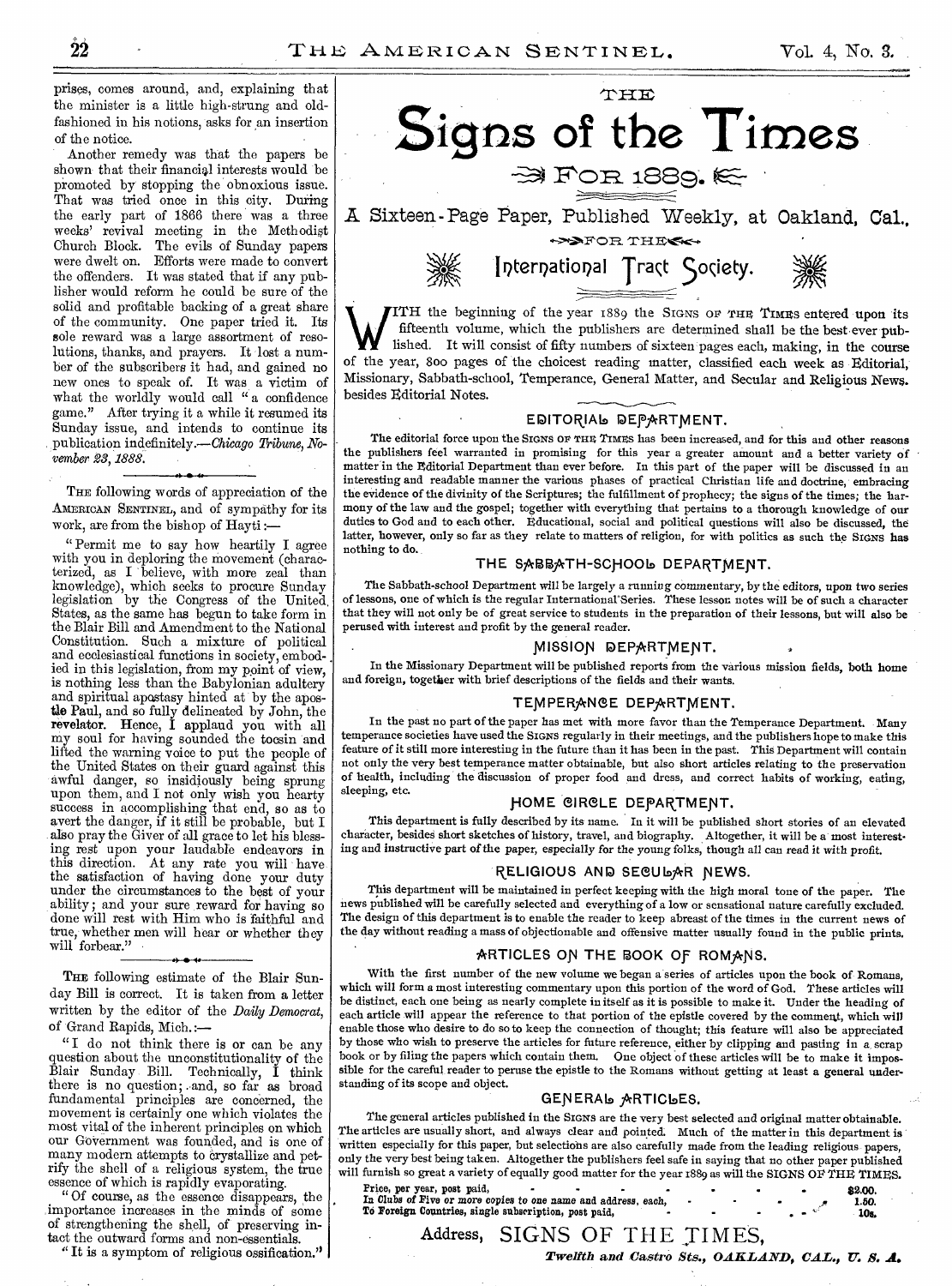prises, comes around, and, explaining that the minister is a little high-strung and old-fashioned in his notions, asks for an insertion of the notice.

Another remedy was that the papers be shown that their financial interests would be promoted by stopping the obnoxious issue. That was tried once in this city. During the early part of 1866 there was a three weeks' revival meeting in the Methodist Church Block. The evils of Sunday papers were dwelt on. Efforts were made to convert the offenders. It was stated that if any publisher would reform he could be sure of the solid and profitable backing of a great share of the community. One paper tried it. Its sole reward was a large assortment of resolutions, thanks, and prayers. It lost a number of the subscribers it had, and gained no new ones to speak of. It was a victim of what the worldly would call "a confidence game." After trying it a while it resumed its Sunday issue, and intends to continue its publication indefinitely.—*Chicago Tribune, November 23, 1888.*

---

THE following words of appreciation of the AMERICAN SENTINEL, and of sympathy for its work, are from the bishop of Hayti:—

"Permit me to say how heartily I agree with you in deploring the movement (characterized, as I believe, with more zeal than knowledge), which seeks to procure Sunday legislation by the Congress of the United States, as the same has begun to take form in the Blair Bill and Amendment to the National Constitution. Such a mixture of political and ecclesiastical functions in society, embodied in this legislation, from my point of view, is nothing less than the Babylonian adultery and spiritual apostasy hinted at by the apostle Paul, and so fully delineated by John, the revelator. Hence, I applaud you with all my soul for having sounded the tocsin and lifted the warning voice to put the people of the United States on their guard against this awful danger, so insidiously being sprung upon them, and I not only wish you hearty success in accomplishing that end, so as to avert the danger, if it still be probable, but I also pray the Giver of all grace to let his blessing rest upon your laudable endeavors in this direction. At any rate you will have the satisfaction of having done your duty under the circumstances to the best of your ability; and your sure reward for having so done will rest with Him who is faithful and true, whether men will hear or whether they will forbear."

---

THE following estimate of the Blair Sunday Bill is correct. It is taken from a letter written by the editor of the *Daily Democrat*, of Grand Rapids, Mich.:—

"I do not think there is or can be any question about the unconstitutionality of the Blair Sunday Bill. Technically, I think there is no question; and, so far as broad fundamental principles are concerned, the movement is certainly one which violates the most vital of the inherent principles on which our Government was founded, and is one of many modern attempts to crystallize and petrify the shell of a religious system, the true essence of which is rapidly evaporating.

"Of course, as the essence disappears, the importance increases in the minds of some of strengthening the shell, of preserving intact the outward forms and non-essentials.

"It is a symptom of religious ossification."

# THE Signs of the Times

## FOR 1889.

### A Sixteen-Page Paper, Published Weekly, at Oakland, Cal., FOR THE International Tract Society.

WITH the beginning of the year 1889 the SIGNS OF THE TIMES entered upon its fifteenth volume, which the publishers are determined shall be the best ever published. It will consist of fifty numbers of sixteen pages each, making, in the course of the year, 800 pages of the choicest reading matter, classified each week as Editorial, Missionary, Sabbath-school, Temperance, General Matter, and Secular and Religious News, besides Editorial Notes.

#### EDITORIAL DEPARTMENT.

The editorial force upon the SIGNS OF THE TIMES has been increased, and for this and other reasons the publishers feel warranted in promising for this year a greater amount and a better variety of matter in the Editorial Department than ever before. In this part of the paper will be discussed in an interesting and readable manner the various phases of practical Christian life and doctrine, embracing the evidence of the divinity of the Scriptures; the fulfillment of prophecy; the signs of the times; the harmony of the law and the gospel; together with everything that pertains to a thorough knowledge of our duties to God and to each other. Educational, social and political questions will also be discussed, the latter, however, only so far as they relate to matters of religion, for with politics as such the SIGNS has nothing to do.

#### THE SABBATH-SCHOOL DEPARTMENT.

The Sabbath-school Department will be largely a running commentary, by the editors, upon two series of lessons, one of which is the regular International Series. These lesson notes will be of such a character that they will not only be of great service to students in the preparation of their lessons, but will also be perused with interest and profit by the general reader.

#### MISSION DEPARTMENT.

In the Missionary Department will be published reports from the various mission fields, both home and foreign, together with brief descriptions of the fields and their wants.

#### TEMPERANCE DEPARTMENT.

In the past no part of the paper has met with more favor than the Temperance Department. Many temperance societies have used the SIGNS regularly in their meetings, and the publishers hope to make this feature of it still more interesting in the future than it has been in the past. This Department will contain not only the very best temperance matter obtainable, but also short articles relating to the preservation of health, including the discussion of proper food and dress, and correct habits of working, eating, sleeping, etc.

#### HOME CIRCLE DEPARTMENT.

This department is fully described by its name. In it will be published short stories of an elevated character, besides short sketches of history, travel, and biography. Altogether, it will be a most interesting and instructive part of the paper, especially for the young folks, though all can read it with profit.

#### RELIGIOUS AND SECULAR NEWS.

This department will be maintained in perfect keeping with the high moral tone of the paper. The news published will be carefully selected and everything of a low or sensational nature carefully excluded. The design of this department is to enable the reader to keep abreast of the times in the current news of the day without reading a mass of objectionable and offensive matter usually found in the public prints.

#### ARTICLES ON THE BOOK OF ROMANS.

With the first number of the new volume we began a series of articles upon the book of Romans, which will form a most interesting commentary upon this portion of the word of God. These articles will be distinct, each one being as nearly complete in itself as it is possible to make it. Under the heading of each article will appear the reference to that portion of the epistle covered by the comment, which will enable those who desire to do so to keep the connection of thought; this feature will also be appreciated by those who wish to preserve the articles for future reference, either by clipping and pasting in a scrap book or by filing the papers which contain them. One object of these articles will be to make it impossible for the careful reader to peruse the epistle to the Romans without getting at least a general understanding of its scope and object.

#### GENERAL ARTICLES.

The general articles published in the SIGNS are the very best selected and original matter obtainable. The articles are usually short, and always clear and pointed. Much of the matter in this department is written especially for this paper, but selections are also carefully made from the leading religious papers, only the very best being taken. Altogether the publishers feel safe in saying that no other paper published will furnish so great a variety of equally good matter for the year 1889 as will the SIGNS OF THE TIMES.

| | |
|---|---|
| Price, per year, post paid, | $2.00. |
| In Clubs of Five or more copies to one name and address, each, | 1.50. |
| To Foreign Countries, single subscription, post paid, | 10s. |

Address, SIGNS OF THE TIMES,

*Twelfth and Castro Sts., OAKLAND, CAL., U. S. A.*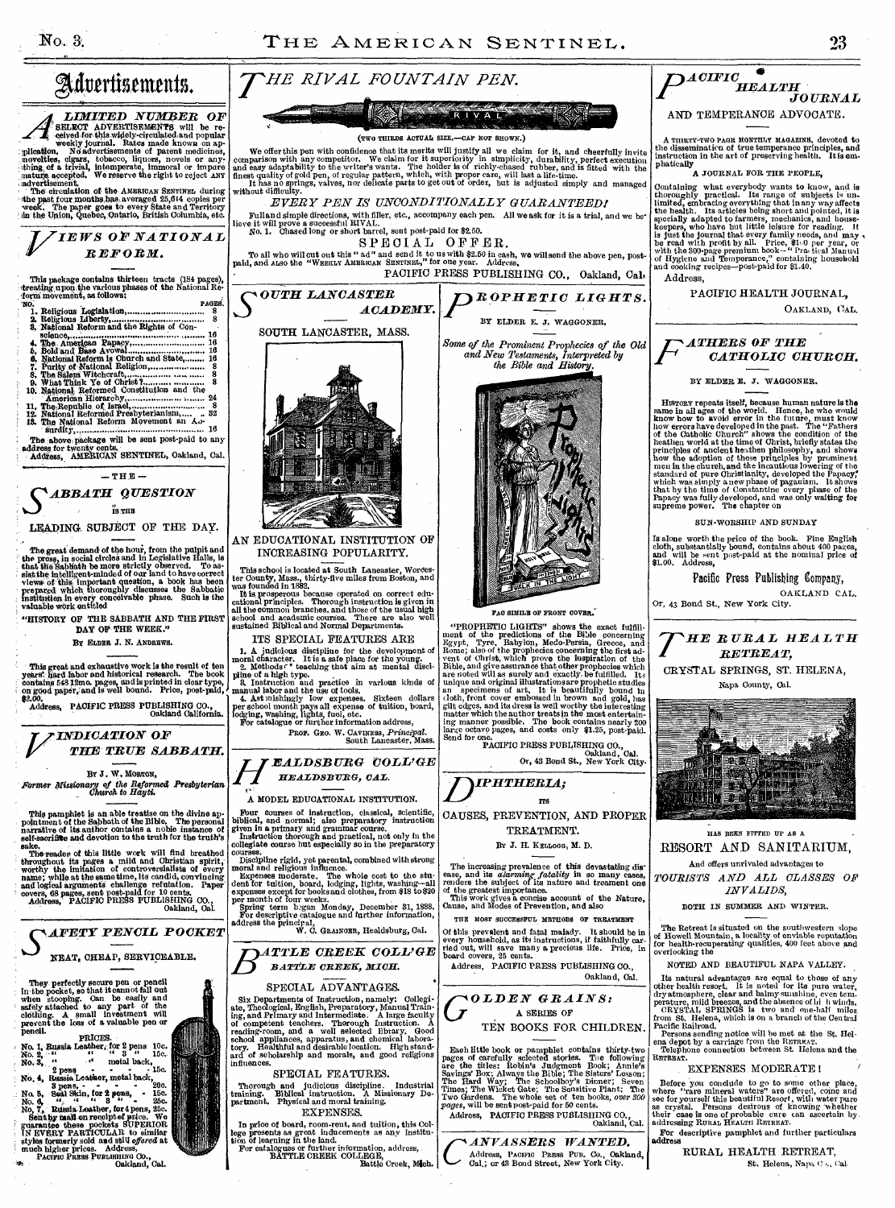# Advertisements.

## A LIMITED NUMBER OF

SELECT ADVERTISEMENTS will be received for this widely-circulated and popular weekly journal. Rates made known on application. No advertisements of patent medicines, novelties, cigars, tobacco, liquors, novels or anything of a trivial, intemperate, immoral or impure nature accepted. We reserve the right to reject ANY advertisement.

The circulation of the AMERICAN SENTINEL during the past four months has averaged 25,614 copies per week. The paper goes to every State and Territory in the Union, Quebec, Ontario, British Columbia, etc.

## VIEWS OF NATIONAL REFORM.

This package contains thirteen tracts (184 pages), treating upon the various phases of the National Reform movement, as follows:

| NO. | | PAGES. |
|---|---|---|
| 1. | Religious Legislation, | 8 |
| 2. | Religious Liberty, | 8 |
| 3. | National Reform and the Rights of Conscience, | 16 |
| 4. | The American Papacy, | 16 |
| 5. | Bold and Base Avowal, | 16 |
| 6. | National Reform is Church and State, | 16 |
| 7. | Purity of National Religion, | 8 |
| 8. | The Salem Witchcraft, | 8 |
| 9. | What Think Ye of Christ? | 8 |
| 10. | National Reformed Constitution and the American Hierarchy, | 24 |
| 11. | The Republic of Israel, | 8 |
| 12. | National Reformed Presbyterianism, | 32 |
| 13. | The National Reform Movement an Absurdity, | 16 |

The above package will be sent post-paid to any address for twenty cents.

Address, AMERICAN SENTINEL, Oakland, Cal.

— THE —

## SABBATH QUESTION IS THE LEADING SUBJECT OF THE DAY.

The great demand of the hour, from the pulpit and the press, in social circles and in Legislative Halls, is that the Sabbath be more strictly observed. To assist the intelligent-minded of our land to have correct views of this important question, a book has been prepared which thoroughly discusses the Sabbatic institution in every conceivable phase. Such is the valuable work entitled

**"HISTORY OF THE SABBATH AND THE FIRST DAY OF THE WEEK."**

BY ELDER J. N. ANDREWS.

This great and exhaustive work is the result of ten years' hard labor and historical research. The book contains 548 12mo. pages, and is printed in clear type, on good paper, and is well bound. Price, post-paid, $2.00.

Address, PACIFIC PRESS PUBLISHING CO., Oakland California.

## VINDICATION OF THE TRUE SABBATH.

BY J. W. MORTON,

*Former Missionary of the Reformed Presbyterian Church to Hayti.*

This pamphlet is an able treatise on the divine appointment of the Sabbath of the Bible. The personal narrative of its author contains a noble instance of self-sacrifice and devotion to the truth for the truth's sake.

The reader of this little work will find breathed throughout its pages a mild and Christian spirit, worthy the imitation of controversialists of every name; while at the same time, its candid, convincing and logical arguments challenge refutation. Paper covers, 68 pages, sent post-paid for 10 cents.

Address, PACIFIC PRESS PUBLISHING CO., Oakland, Cal.

## SAFETY PENCIL POCKET

NEAT, CHEAP, SERVICEABLE.

They perfectly secure pen or pencil in the pocket, so that it cannot fall out when stooping. Can be easily and safely attached to any part of the clothing. A small investment will prevent the loss of a valuable pen or pencil.

PRICES.

- No. 1, Russia Leather, for 2 pens 10c.
- No. 2, " " " 3 " 15c.
- No. 3, " " metal back, 2 pens - - - 15c.
- No. 4, Russia Leather, metal back, 3 pens, - - - 20c.
- No. 5, Seal Skin, for 2 pens, - 15c.
- No. 6, " " " 3 " - 25c.
- No. 7, Russia Leather, for 4 pens, 25c.

Sent by mail on receipt of price. We guarantee these pockets SUPERIOR IN EVERY PARTICULAR to similar styles formerly sold and still *offered* at much higher prices. Address,

PACIFIC PRESS PUBLISHING CO., Oakland, Cal.

## THE RIVAL FOUNTAIN PEN.

(TWO THIRDS ACTUAL SIZE.—CAP NOT SHOWN.)

We offer this pen with confidence that its merits will justify all we claim for it, and cheerfully invite comparison with any competitor. We claim for it superiority in simplicity, durability, perfect execution and easy adaptability to the writer's wants. The holder is of richly-chased rubber, and is fitted with the finest quality of gold pen, of regular pattern, which, with proper care, will last a life-time.

It has no springs, valves, nor delicate parts to get out of order, but is adjusted simply and managed without difficulty.

*EVERY PEN IS UNCONDITIONALLY GUARANTEED!*

Full and simple directions, with filler, etc., accompany each pen. All we ask for it is a trial, and we believe it will prove a successful RIVAL.

No. 1. Chased long or short barrel, sent post-paid for $2.50.

SPECIAL OFFER.

To all who will cut out this "ad" and send it to us with $2.50 in cash, we will send the above pen, postpaid, and ALSO the "WEEKLY AMERICAN SENTINEL," for one year. Address,

PACIFIC PRESS PUBLISHING CO., Oakland, Cal.

## SOUTH LANCASTER ACADEMY.

SOUTH LANCASTER, MASS.

AN EDUCATIONAL INSTITUTION OF INCREASING POPULARITY.

This school is located at South Lancaster, Worcester County, Mass., thirty-five miles from Boston, and was founded in 1882.

It is prosperous because operated on correct educational principles. Thorough instruction is given in all the common branches, and those of the usual high school and academic courses. There are also well sustained Biblical and Normal Departments.

ITS SPECIAL FEATURES ARE

1. A judicious discipline for the development of moral character. It is a safe place for the young.
2. Methods of teaching that aim at mental discipline of a high type.
3. Instruction and practice in various kinds of manual labor and the use of tools.
4. Astonishingly low expenses. Sixteen dollars per school month pays all expense of tuition, board, lodging, washing, lights, fuel, etc.

For catalogue or further information address,

PROF. GEO. W. CAVINESS, *Principal*. South Lancaster, Mass.

## HEALDSBURG COLL'GE

*HEALDSBURG, CAL.*

A MODEL EDUCATIONAL INSTITUTION.

Four courses of instruction, classical, scientific, biblical, and normal; also preparatory instruction given in a primary and grammar course.

Instruction thorough and practical, not only in the collegiate course but especially so in the preparatory courses.

Discipline rigid, yet parental, combined with strong moral and religious influence.

Expenses moderate. The whole cost to the student for tuition, board, lodging, lights, washing—all expenses except for books and clothes, from $18 to $20 per month of four weeks.

Spring term began Monday, December 31, 1888.

For descriptive catalogue and further information, address the principal,

W. C. GRAINGER, Healdsburg, Cal.

## BATTLE CREEK COLL'GE

*BATTLE CREEK, MICH.*

SPECIAL ADVANTAGES.

Six Departments of Instruction, namely: Collegiate, Theological, English, Preparatory, Manual Training, and Primary and Intermediate. A large faculty of competent teachers. Thorough instruction. A reading-room, and a well selected library. Good school appliances, apparatus, and chemical laboratory. Healthful and desirable location. High standard of scholarship and morals, and good religious influences.

SPECIAL FEATURES.

Thorough and judicious discipline. Industrial training. Biblical instruction. A Missionary Department. Physical and moral training.

EXPENSES.

In price of board, room-rent, and tuition, this College presents as great inducements as any institution of learning in the land.

For catalogue or further information, address,

BATTLE CREEK COLLEGE, Battle Creek, Mich.

## PROPHETIC LIGHTS.

BY ELDER E. J. WAGGONER.

*Some of the Prominent Prophecies of the Old and New Testaments, Interpreted by the Bible and History.*

FAC SIMILE OF FRONT COVER.

"PROPHETIC LIGHTS" shows the exact fulfillment of the predictions of the Bible concerning Egypt, Tyre, Babylon, Medo-Persia, Greece, and Rome; also of the prophecies concerning the first advent of Christ, which prove the inspiration of the Bible, and give assurance that other prophecies which are noted will as surely and exactly be fulfilled. Its unique and original illustrations are prophetic studies and specimens of art. It is beautifully bound in cloth, front cover embossed in brown and gold, has gilt edges, and its dress is well worthy the interesting matter which the author treats in the most entertaining manner possible. The book contains nearly 200 large octavo pages, and costs only $1.25, post-paid. Send for one.

PACIFIC PRESS PUBLISHING CO., Oakland, Cal. Or, 43 Bond St., New York City.

## DIPHTHERIA; ITS CAUSES, PREVENTION, AND PROPER TREATMENT.

BY J. H. KELLOGG, M. D.

The increasing prevalence of this devastating disease, and its *alarming fatality* in so many cases, renders the subject of its nature and treatment one of the greatest importance.

This work gives a concise account of the Nature, Cause, and Modes of Prevention, and also

THE MOST SUCCESSFUL METHODS OF TREATMENT

Of this prevalent and fatal malady. It should be in every household, as its instructions, if faithfully carried out, will save many a precious life. Price, in board covers, 25 cents.

Address, PACIFIC PRESS PUBLISHING CO., Oakland, Cal.

## GOLDEN GRAINS: A SERIES OF TEN BOOKS FOR CHILDREN.

Each little book or pamphlet contains thirty-two pages of carefully selected stories. The following are the titles: Robin's Judgment Book; Annie's Savings' Box; Always the Bible; The Sisters' Lesson; The Hard Way; The Schoolboy's Dinner; Seven Times; The Wicket Gate; The Sensitive Plant; The Two Gardens. The whole set of ten books, *over 300 pages*, will be sent post-paid for 50 cents.

Address, PACIFIC PRESS PUBLISHING CO., Oakland, Cal.

## CANVASSERS WANTED.

Address, PACIFIC PRESS PUB. CO., Oakland, Cal.; or 43 Bond Street, New York City.

## PACIFIC HEALTH JOURNAL AND TEMPERANCE ADVOCATE.

A THIRTY-TWO PAGE MONTHLY MAGAZINE, devoted to the dissemination of true temperance principles, and instruction in the art of preserving health. It is emphatically

A JOURNAL FOR THE PEOPLE,

Containing what everybody wants to know, and is thoroughly practical. Its range of subjects is unlimited, embracing everything that in any way affects the health. Its articles being short and pointed, it is specially adapted to farmers, mechanics, and housekeepers, who have but little leisure for reading. It is just the journal that every family needs, and may be read with profit by all. Price, $1.00 per year, or with the 300-page premium book—"Practical Manual of Hygiene and Temperance," containing household and cooking recipes—post-paid for $1.40.

Address,

PACIFIC HEALTH JOURNAL, OAKLAND, CAL.

## FATHERS OF THE CATHOLIC CHURCH.

BY ELDER E. J. WAGGONER.

HISTORY repeats itself, because human nature is the same in all ages of the world. Hence, he who would know how to avoid error in the future, must know how errors have developed in the past. The "Fathers of the Catholic Church" shows the condition of the heathen world at the time of Christ, briefly states the principles of ancient heathen philosophy, and shows how the adoption of these principles by prominent men in the church, and the incautious lowering of the standard of pure Christianity, developed the Papacy, which was simply a new phase of paganism. It shows that by the time of Constantine every phase of the Papacy was fully developed, and was only waiting for supreme power. The chapter on

SUN-WORSHIP AND SUNDAY

Is alone worth the price of the book. Fine English cloth, substantially bound, contains about 400 pages, and will be sent post-paid at the nominal price of $1.00. Address,

Pacific Press Publishing Company, OAKLAND CAL. Or, 43 Bond St., New York City.

## THE RURAL HEALTH RETREAT,

CRYSTAL SPRINGS, ST. HELENA, Napa County, Cal.

HAS BEEN FITTED UP AS A

RESORT AND SANITARIUM,

And offers unrivaled advantages to

*TOURISTS AND ALL CLASSES OF INVALIDS,*

BOTH IN SUMMER AND WINTER.

The Retreat is situated on the southwestern slope of Howell Mountain, a locality of enviable reputation for health-recuperating qualities, 400 feet above and overlooking the

NOTED AND BEAUTIFUL NAPA VALLEY.

Its natural advantages are equal to those of any other health resort. It is noted for its pure water, dry atmosphere, clear and balmy sunshine, even temperature, mild breezes, and the absence of high winds.

CRYSTAL SPRINGS is two and one-half miles from St. Helena, which is on a branch of the Central Pacific Railroad.

Persons sending notice will be met at the St. Helena depot by a carriage from the RETREAT.

Telephone connection between St. Helena and the RETREAT.

EXPENSES MODERATE!

Before you conclude to go to some other place, where "rare mineral waters" are offered, come and see for yourself this beautiful Resort, with water pure as crystal. Persons desirous of knowing whether their case is one of probable cure can ascertain by addressing RURAL HEALTH RETREAT.

For descriptive pamphlet and further particulars address

RURAL HEALTH RETREAT, St. Helena, Napa Co., Cal.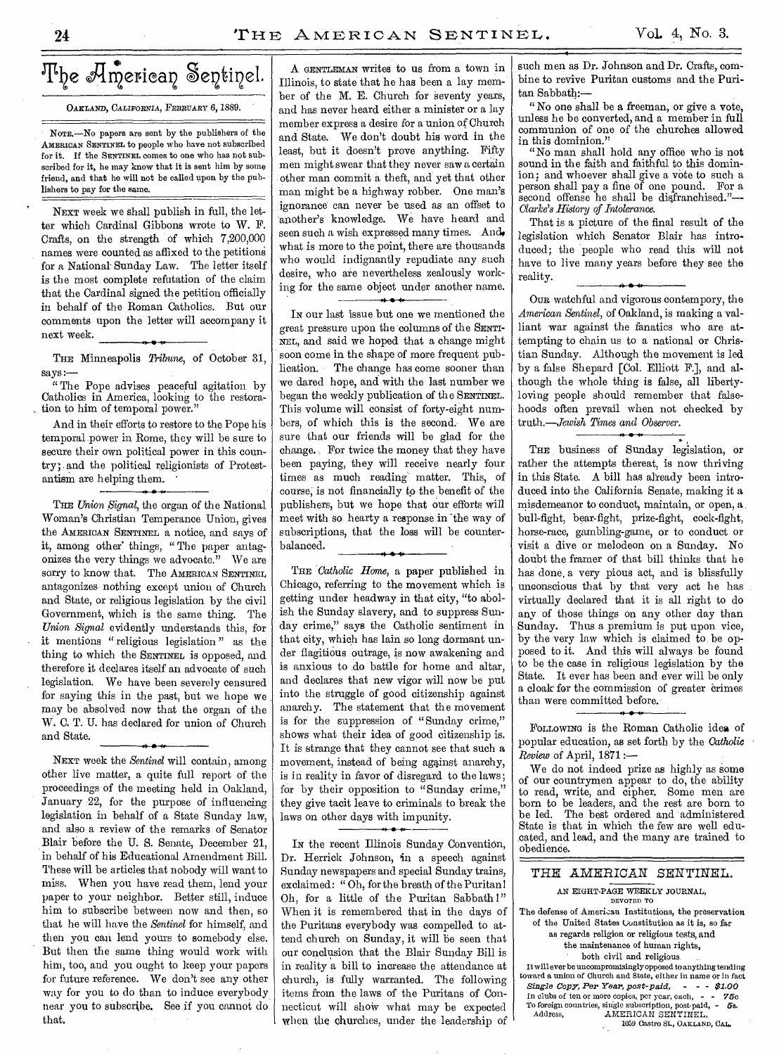# The American Sentinel.

OAKLAND, CALIFORNIA, FEBRUARY 6, 1889.

NOTE.—No papers are sent by the publishers of the AMERICAN SENTINEL to people who have not subscribed for it. If the SENTINEL comes to one who has not subscribed for it, he may know that it is sent him by some friend, and that he will not be called upon by the publishers to pay for the same.

NEXT week we shall publish in full, the letter which Cardinal Gibbons wrote to W. F. Crafts, on the strength of which 7,200,000 names were counted as affixed to the petitions for a National Sunday Law. The letter itself is the most complete refutation of the claim that the Cardinal signed the petition officially in behalf of the Roman Catholics. But our comments upon the letter will accompany it next week.

THE Minneapolis *Tribune*, of October 31, says:—

"The Pope advises peaceful agitation by Catholics in America, looking to the restoration to him of temporal power."

And in their efforts to restore to the Pope his temporal power in Rome, they will be sure to secure their own political power in this country; and the political religionists of Protestantism are helping them.

THE *Union Signal*, the organ of the National Woman's Christian Temperance Union, gives the AMERICAN SENTINEL a notice, and says of it, among other things, "The paper antagonizes the very things we advocate." We are sorry to know that. The AMERICAN SENTINEL antagonizes nothing except union of Church and State, or religious legislation by the civil Government, which is the same thing. The *Union Signal* evidently understands this, for it mentions "religious legislation" as the thing to which the SENTINEL is opposed, and therefore it declares itself an advocate of such legislation. We have been severely censured for saying this in the past, but we hope we may be absolved now that the organ of the W. C. T. U. has declared for union of Church and State.

NEXT week the *Sentinel* will contain, among other live matter, a quite full report of the proceedings of the meeting held in Oakland, January 22, for the purpose of influencing legislation in behalf of a State Sunday law, and also a review of the remarks of Senator Blair before the U. S. Senate, December 21, in behalf of his Educational Amendment Bill. These will be articles that nobody will want to miss. When you have read them, lend your paper to your neighbor. Better still, induce him to subscribe between now and then, so that he will have the *Sentinel* for himself, and then you can lend yours to somebody else. But then the same thing would work with him, too, and you ought to keep your papers for future reference. We don't see any other way for you to do than to induce everybody near you to subscribe. See if you cannot do that.

A GENTLEMAN writes to us from a town in Illinois, to state that he has been a lay member of the M. E. Church for seventy years, and has never heard either a minister or a lay member express a desire for a union of Church and State. We don't doubt his word in the least, but it doesn't prove anything. Fifty men might swear that they never saw a certain other man commit a theft, and yet that other man might be a highway robber. One man's ignorance can never be used as an offset to another's knowledge. We have heard and seen such a wish expressed many times. And what is more to the point, there are thousands who would indignantly repudiate any such desire, who are nevertheless zealously working for the same object under another name.

IN our last issue but one we mentioned the great pressure upon the columns of the SENTINEL, and said we hoped that a change might soon come in the shape of more frequent publication. The change has come sooner than we dared hope, and with the last number we began the weekly publication of the SENTINEL. This volume will consist of forty-eight numbers, of which this is the second. We are sure that our friends will be glad for the change. For twice the money that they have been paying, they will receive nearly four times as much reading matter. This, of course, is not financially to the benefit of the publishers, but we hope that our efforts will meet with so hearty a response in the way of subscriptions, that the loss will be counterbalanced.

THE *Catholic Home*, a paper published in Chicago, referring to the movement which is getting under headway in that city, "to abolish the Sunday slavery, and to suppress Sunday crime," says the Catholic sentiment in that city, which has lain so long dormant under flagitious outrage, is now awakening and is anxious to do battle for home and altar, and declares that new vigor will now be put into the struggle of good citizenship against anarchy. The statement that the movement is for the suppression of "Sunday crime," shows what their idea of good citizenship is. It is strange that they cannot see that such a movement, instead of being against anarchy, is in reality in favor of disregard to the laws; for by their opposition to "Sunday crime," they give tacit leave to criminals to break the laws on other days with impunity.

IN the recent Illinois Sunday Convention, Dr. Herrick Johnson, in a speech against Sunday newspapers and special Sunday trains, exclaimed: "Oh, for the breath of the Puritan! Oh, for a little of the Puritan Sabbath!" When it is remembered that in the days of the Puritans everybody was compelled to attend church on Sunday, it will be seen that our conclusion that the Blair Sunday Bill is in reality a bill to increase the attendance at church, is fully warranted. The following items from the laws of the Puritans of Connecticut will show what may be expected when the churches, under the leadership of such men as Dr. Johnson and Dr. Crafts, combine to revive Puritan customs and the Puritan Sabbath:—

"No one shall be a freeman, or give a vote, unless he be converted, and a member in full communion of one of the churches allowed in this dominion."

"No man shall hold any office who is not sound in the faith and faithful to this dominion; and whoever shall give a vote to such a person shall pay a fine of one pound. For a second offense he shall be disfranchised."—*Clarke's History of Intolerance.*

That is a picture of the final result of the legislation which Senator Blair has introduced; the people who read this will not have to live many years before they see the reality.

OUR watchful and vigorous contempory, the *American Sentinel*, of Oakland, is making a valliant war against the fanatics who are attempting to chain us to a national or Christian Sunday. Although the movement is led by a false Shepard [Col. Elliott F.], and although the whole thing is false, all liberty-loving people should remember that falsehoods often prevail when not checked by truth.—*Jewish Times and Observer.*

THE business of Sunday legislation, or rather the attempts thereat, is now thriving in this State. A bill has already been introduced into the California Senate, making it a misdemeanor to conduct, maintain, or open, a bull-fight, bear-fight, prize-fight, cock-fight, horse-race, gambling-game, or to conduct or visit a dive or melodeon on a Sunday. No doubt the framer of that bill thinks that he has done a very pious act, and is blissfully unconscious that by that very act he has virtually declared that it is all right to do any of those things on any other day than Sunday. Thus a premium is put upon vice, by the very law which is claimed to be opposed to it. And this will always be found to be the case in religious legislation by the State. It ever has been and ever will be only a cloak for the commission of greater crimes than were committed before.

FOLLOWING is the Roman Catholic idea of popular education, as set forth by the *Catholic Review* of April, 1871:—

We do not indeed prize as highly as some of our countrymen appear to do, the ability to read, write, and cipher. Some men are born to be leaders, and the rest are born to be led. The best ordered and administered State is that in which the few are well educated, and lead, and the many are trained to obedience.

## THE AMERICAN SENTINEL.

AN EIGHT-PAGE WEEKLY JOURNAL,
DEVOTED TO

The defense of American Institutions, the preservation of the United States Constitution as it is, so far as regards religion or religious tests, and the maintenance of human rights, both civil and religious.

It will ever be uncompromisingly opposed to anything tending toward a union of Church and State, either in name or in fact.

*Single Copy, Per Year, post-paid,* - - - **$1.00**
In clubs of ten or more copies, per year, each, - - **75c**
To foreign countries, single subscription, post-paid, - **5s.**

Address, AMERICAN SENTINEL,
1059 Castro St., OAKLAND, CAL.